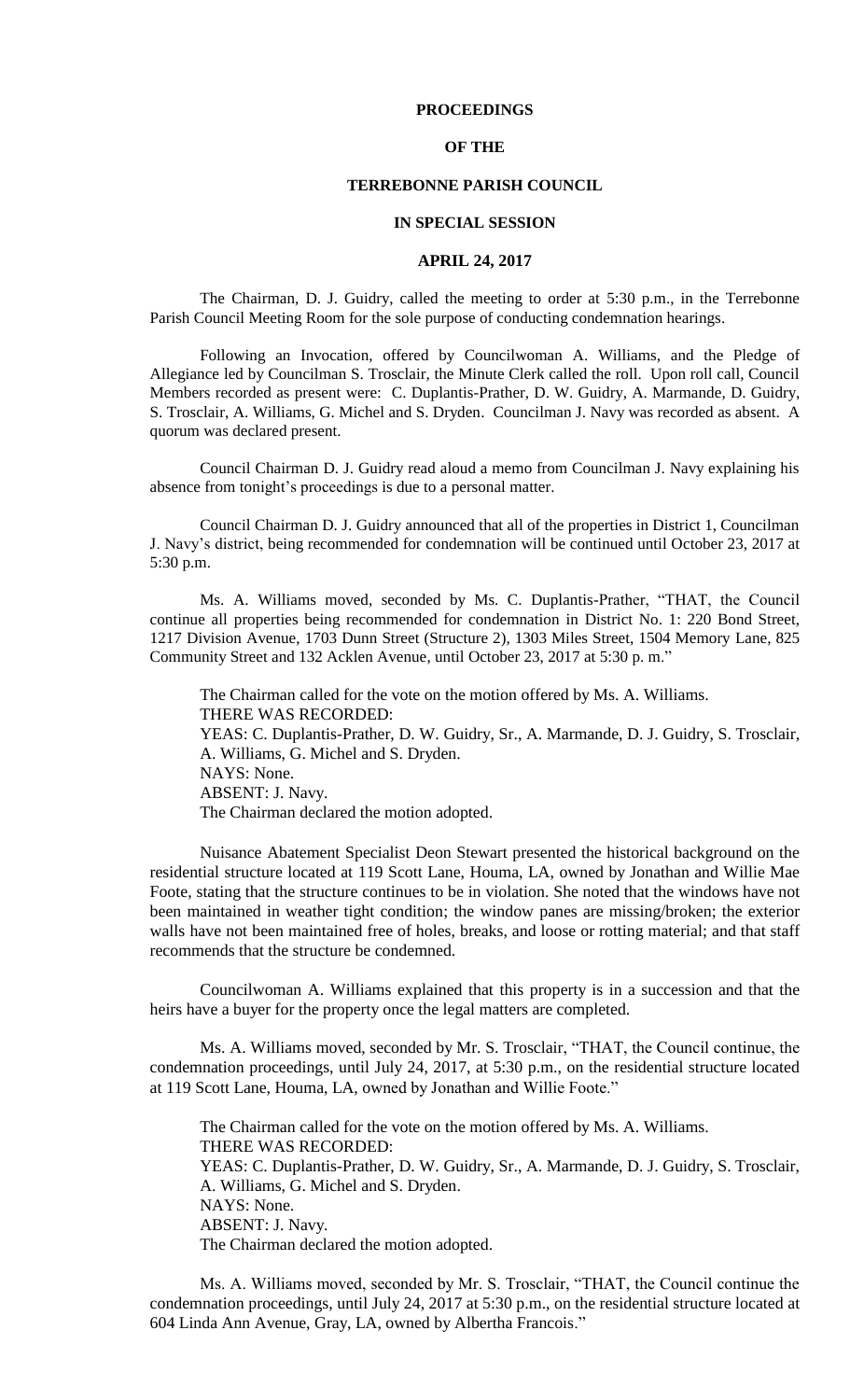# PROCEEDINGS

# OF THE

# TERREBONNE PARISH COUNCIL

# IN SPECIAL SESSION

# APRIL 24, 2017

The Chairman, D. J. Guidry, called the meeting to order at 5:30 p.m., in the Terrebonne Parish Council Meeting Room for the sole purpose of conducting condemnation hearings.

Following an Invocation, offered by Councilwoman A. Williams, and the Pledge of Allegiance led by Councilman S. Trosclair, the Minute Clerk called the roll. Upon roll call, Council Members recorded as present were: C. Duplantis-Prather, D. W. Guidry, A. Marmande, D. Guidry, S. Trosclair, A. Williams, G. Michel and S. Dryden. Councilman J. Navy was recorded as absent. A quorum was declared present.

Council Chairman D. J. Guidry read aloud a memo from Councilman J. Navy explaining his absence from tonight's proceedings is due to a personal matter.

Council Chairman D. J. Guidry announced that all of the properties in District 1, Councilman J. Navy's district, being recommended for condemnation will be continued until October 23, 2017 at 5:30 p.m.

Ms. A. Williams moved, seconded by Ms. C. Duplantis-Prather, "THAT, the Council continue all properties being recommended for condemnation in District No. 1: 220 Bond Street, 1217 Division Avenue, 1703 Dunn Street (Structure 2), 1303 Miles Street, 1504 Memory Lane, 825 Community Street and 132 Acklen Avenue, until October 23, 2017 at 5:30 p. m."

The Chairman called for the vote on the motion offered by Ms. A. Williams.
THERE WAS RECORDED:
YEAS: C. Duplantis-Prather, D. W. Guidry, Sr., A. Marmande, D. J. Guidry, S. Trosclair, A. Williams, G. Michel and S. Dryden.
NAYS: None.
ABSENT: J. Navy.
The Chairman declared the motion adopted.

Nuisance Abatement Specialist Deon Stewart presented the historical background on the residential structure located at 119 Scott Lane, Houma, LA, owned by Jonathan and Willie Mae Foote, stating that the structure continues to be in violation. She noted that the windows have not been maintained in weather tight condition; the window panes are missing/broken; the exterior walls have not been maintained free of holes, breaks, and loose or rotting material; and that staff recommends that the structure be condemned.

Councilwoman A. Williams explained that this property is in a succession and that the heirs have a buyer for the property once the legal matters are completed.

Ms. A. Williams moved, seconded by Mr. S. Trosclair, "THAT, the Council continue, the condemnation proceedings, until July 24, 2017, at 5:30 p.m., on the residential structure located at 119 Scott Lane, Houma, LA, owned by Jonathan and Willie Foote."

The Chairman called for the vote on the motion offered by Ms. A. Williams.
THERE WAS RECORDED:
YEAS: C. Duplantis-Prather, D. W. Guidry, Sr., A. Marmande, D. J. Guidry, S. Trosclair, A. Williams, G. Michel and S. Dryden.
NAYS: None.
ABSENT: J. Navy.
The Chairman declared the motion adopted.

Ms. A. Williams moved, seconded by Mr. S. Trosclair, "THAT, the Council continue the condemnation proceedings, until July 24, 2017 at 5:30 p.m., on the residential structure located at 604 Linda Ann Avenue, Gray, LA, owned by Albertha Francois."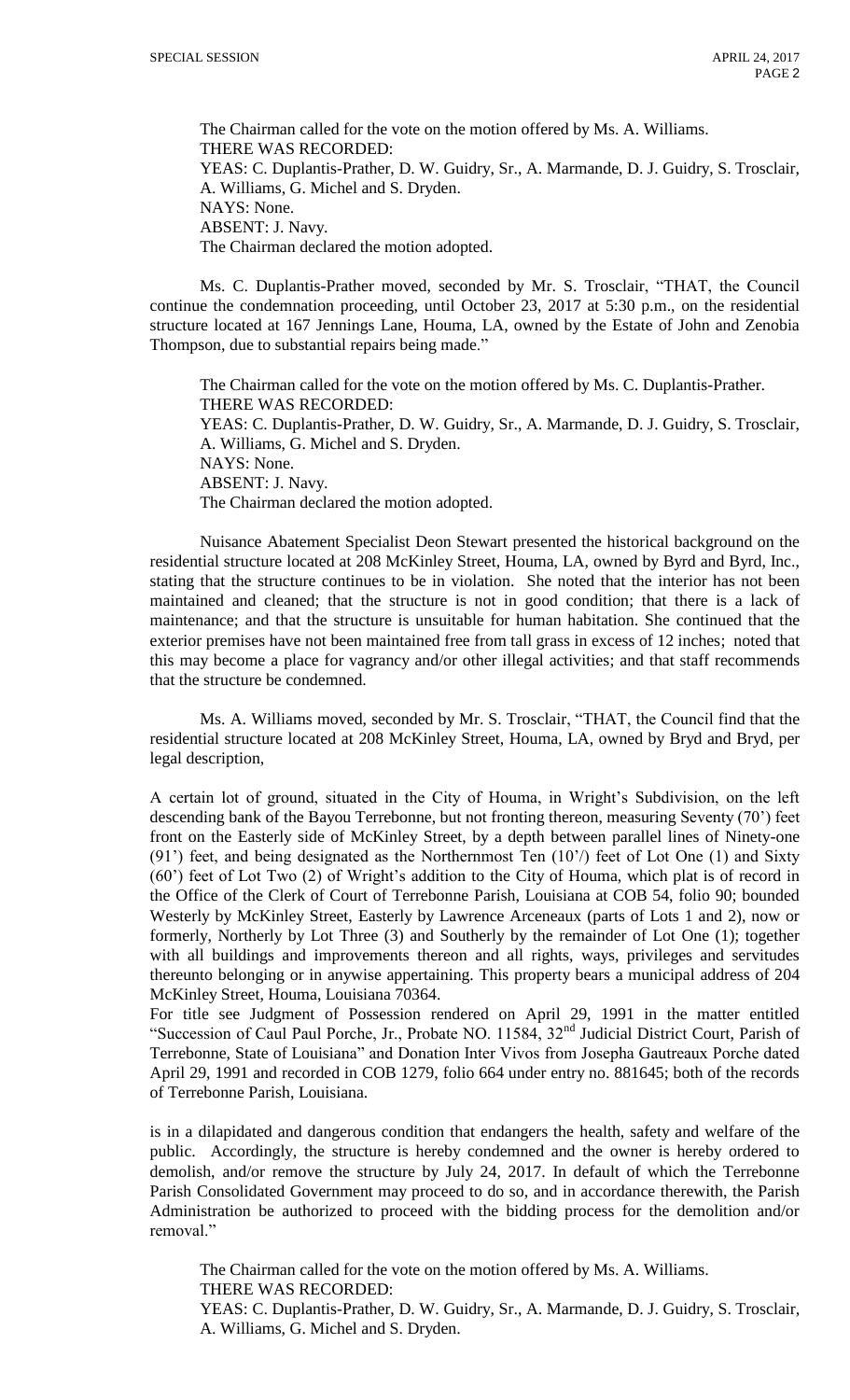The Chairman called for the vote on the motion offered by Ms. A. Williams.
THERE WAS RECORDED:
YEAS: C. Duplantis-Prather, D. W. Guidry, Sr., A. Marmande, D. J. Guidry, S. Trosclair, A. Williams, G. Michel and S. Dryden.
NAYS: None.
ABSENT: J. Navy.
The Chairman declared the motion adopted.

Ms. C. Duplantis-Prather moved, seconded by Mr. S. Trosclair, "THAT, the Council continue the condemnation proceeding, until October 23, 2017 at 5:30 p.m., on the residential structure located at 167 Jennings Lane, Houma, LA, owned by the Estate of John and Zenobia Thompson, due to substantial repairs being made."

The Chairman called for the vote on the motion offered by Ms. C. Duplantis-Prather.
THERE WAS RECORDED:
YEAS: C. Duplantis-Prather, D. W. Guidry, Sr., A. Marmande, D. J. Guidry, S. Trosclair, A. Williams, G. Michel and S. Dryden.
NAYS: None.
ABSENT: J. Navy.
The Chairman declared the motion adopted.

Nuisance Abatement Specialist Deon Stewart presented the historical background on the residential structure located at 208 McKinley Street, Houma, LA, owned by Byrd and Byrd, Inc., stating that the structure continues to be in violation. She noted that the interior has not been maintained and cleaned; that the structure is not in good condition; that there is a lack of maintenance; and that the structure is unsuitable for human habitation. She continued that the exterior premises have not been maintained free from tall grass in excess of 12 inches; noted that this may become a place for vagrancy and/or other illegal activities; and that staff recommends that the structure be condemned.

Ms. A. Williams moved, seconded by Mr. S. Trosclair, "THAT, the Council find that the residential structure located at 208 McKinley Street, Houma, LA, owned by Bryd and Bryd, per legal description,

A certain lot of ground, situated in the City of Houma, in Wright's Subdivision, on the left descending bank of the Bayou Terrebonne, but not fronting thereon, measuring Seventy (70') feet front on the Easterly side of McKinley Street, by a depth between parallel lines of Ninety-one (91') feet, and being designated as the Northernmost Ten (10'/) feet of Lot One (1) and Sixty (60') feet of Lot Two (2) of Wright's addition to the City of Houma, which plat is of record in the Office of the Clerk of Court of Terrebonne Parish, Louisiana at COB 54, folio 90; bounded Westerly by McKinley Street, Easterly by Lawrence Arceneaux (parts of Lots 1 and 2), now or formerly, Northerly by Lot Three (3) and Southerly by the remainder of Lot One (1); together with all buildings and improvements thereon and all rights, ways, privileges and servitudes thereunto belonging or in anywise appertaining. This property bears a municipal address of 204 McKinley Street, Houma, Louisiana 70364.
For title see Judgment of Possession rendered on April 29, 1991 in the matter entitled "Succession of Caul Paul Porche, Jr., Probate NO. 11584, 32nd Judicial District Court, Parish of Terrebonne, State of Louisiana" and Donation Inter Vivos from Josepha Gautreaux Porche dated April 29, 1991 and recorded in COB 1279, folio 664 under entry no. 881645; both of the records of Terrebonne Parish, Louisiana.

is in a dilapidated and dangerous condition that endangers the health, safety and welfare of the public. Accordingly, the structure is hereby condemned and the owner is hereby ordered to demolish, and/or remove the structure by July 24, 2017. In default of which the Terrebonne Parish Consolidated Government may proceed to do so, and in accordance therewith, the Parish Administration be authorized to proceed with the bidding process for the demolition and/or removal."

The Chairman called for the vote on the motion offered by Ms. A. Williams.
THERE WAS RECORDED:
YEAS: C. Duplantis-Prather, D. W. Guidry, Sr., A. Marmande, D. J. Guidry, S. Trosclair, A. Williams, G. Michel and S. Dryden.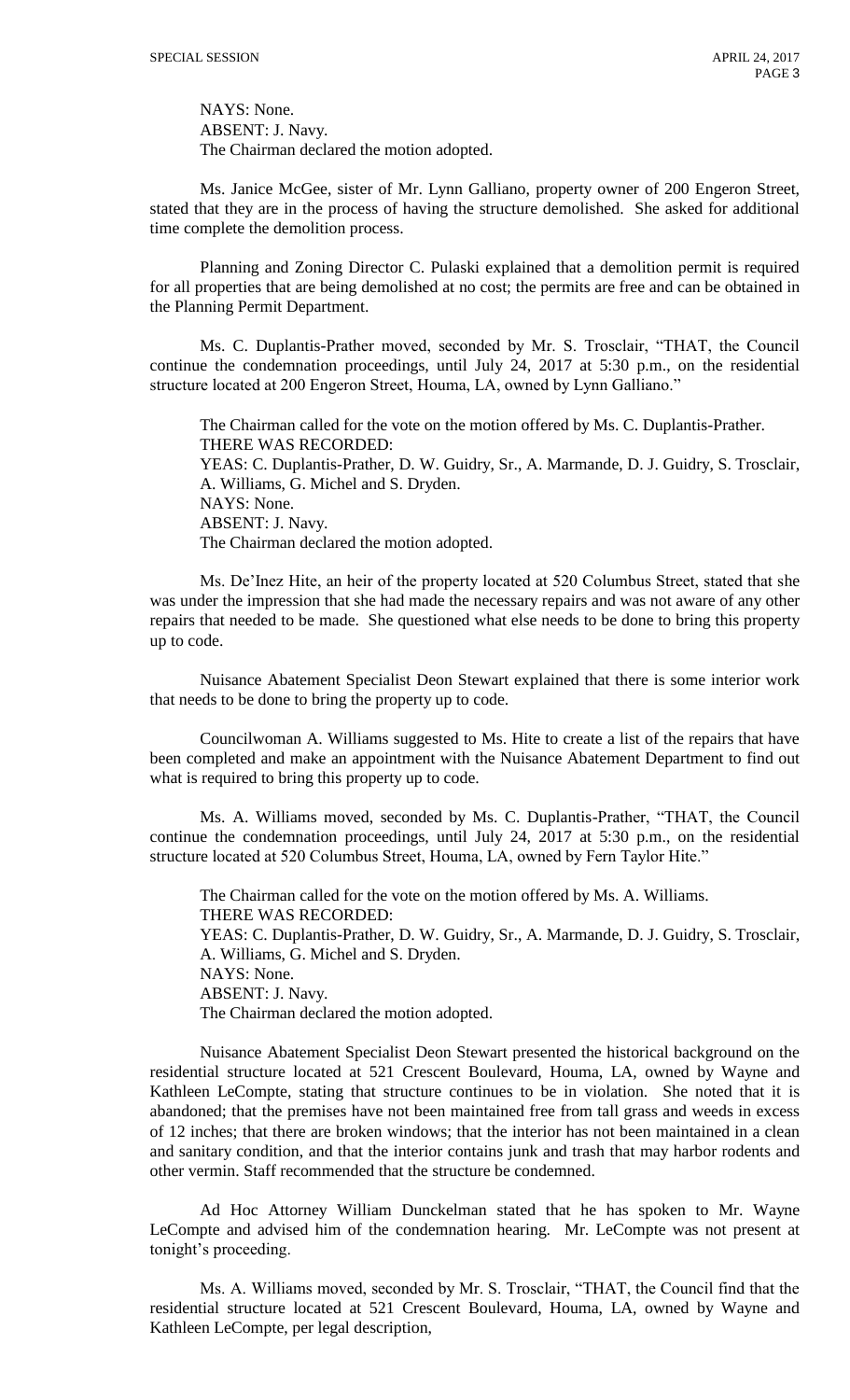NAYS: None.
ABSENT: J. Navy.
The Chairman declared the motion adopted.

Ms. Janice McGee, sister of Mr. Lynn Galliano, property owner of 200 Engeron Street, stated that they are in the process of having the structure demolished. She asked for additional time complete the demolition process.

Planning and Zoning Director C. Pulaski explained that a demolition permit is required for all properties that are being demolished at no cost; the permits are free and can be obtained in the Planning Permit Department.

Ms. C. Duplantis-Prather moved, seconded by Mr. S. Trosclair, "THAT, the Council continue the condemnation proceedings, until July 24, 2017 at 5:30 p.m., on the residential structure located at 200 Engeron Street, Houma, LA, owned by Lynn Galliano."

The Chairman called for the vote on the motion offered by Ms. C. Duplantis-Prather.
THERE WAS RECORDED:
YEAS: C. Duplantis-Prather, D. W. Guidry, Sr., A. Marmande, D. J. Guidry, S. Trosclair, A. Williams, G. Michel and S. Dryden.
NAYS: None.
ABSENT: J. Navy.
The Chairman declared the motion adopted.

Ms. De'Inez Hite, an heir of the property located at 520 Columbus Street, stated that she was under the impression that she had made the necessary repairs and was not aware of any other repairs that needed to be made. She questioned what else needs to be done to bring this property up to code.

Nuisance Abatement Specialist Deon Stewart explained that there is some interior work that needs to be done to bring the property up to code.

Councilwoman A. Williams suggested to Ms. Hite to create a list of the repairs that have been completed and make an appointment with the Nuisance Abatement Department to find out what is required to bring this property up to code.

Ms. A. Williams moved, seconded by Ms. C. Duplantis-Prather, "THAT, the Council continue the condemnation proceedings, until July 24, 2017 at 5:30 p.m., on the residential structure located at 520 Columbus Street, Houma, LA, owned by Fern Taylor Hite."

The Chairman called for the vote on the motion offered by Ms. A. Williams.
THERE WAS RECORDED:
YEAS: C. Duplantis-Prather, D. W. Guidry, Sr., A. Marmande, D. J. Guidry, S. Trosclair, A. Williams, G. Michel and S. Dryden.
NAYS: None.
ABSENT: J. Navy.
The Chairman declared the motion adopted.

Nuisance Abatement Specialist Deon Stewart presented the historical background on the residential structure located at 521 Crescent Boulevard, Houma, LA, owned by Wayne and Kathleen LeCompte, stating that structure continues to be in violation. She noted that it is abandoned; that the premises have not been maintained free from tall grass and weeds in excess of 12 inches; that there are broken windows; that the interior has not been maintained in a clean and sanitary condition, and that the interior contains junk and trash that may harbor rodents and other vermin. Staff recommended that the structure be condemned.

Ad Hoc Attorney William Dunckelman stated that he has spoken to Mr. Wayne LeCompte and advised him of the condemnation hearing. Mr. LeCompte was not present at tonight's proceeding.

Ms. A. Williams moved, seconded by Mr. S. Trosclair, "THAT, the Council find that the residential structure located at 521 Crescent Boulevard, Houma, LA, owned by Wayne and Kathleen LeCompte, per legal description,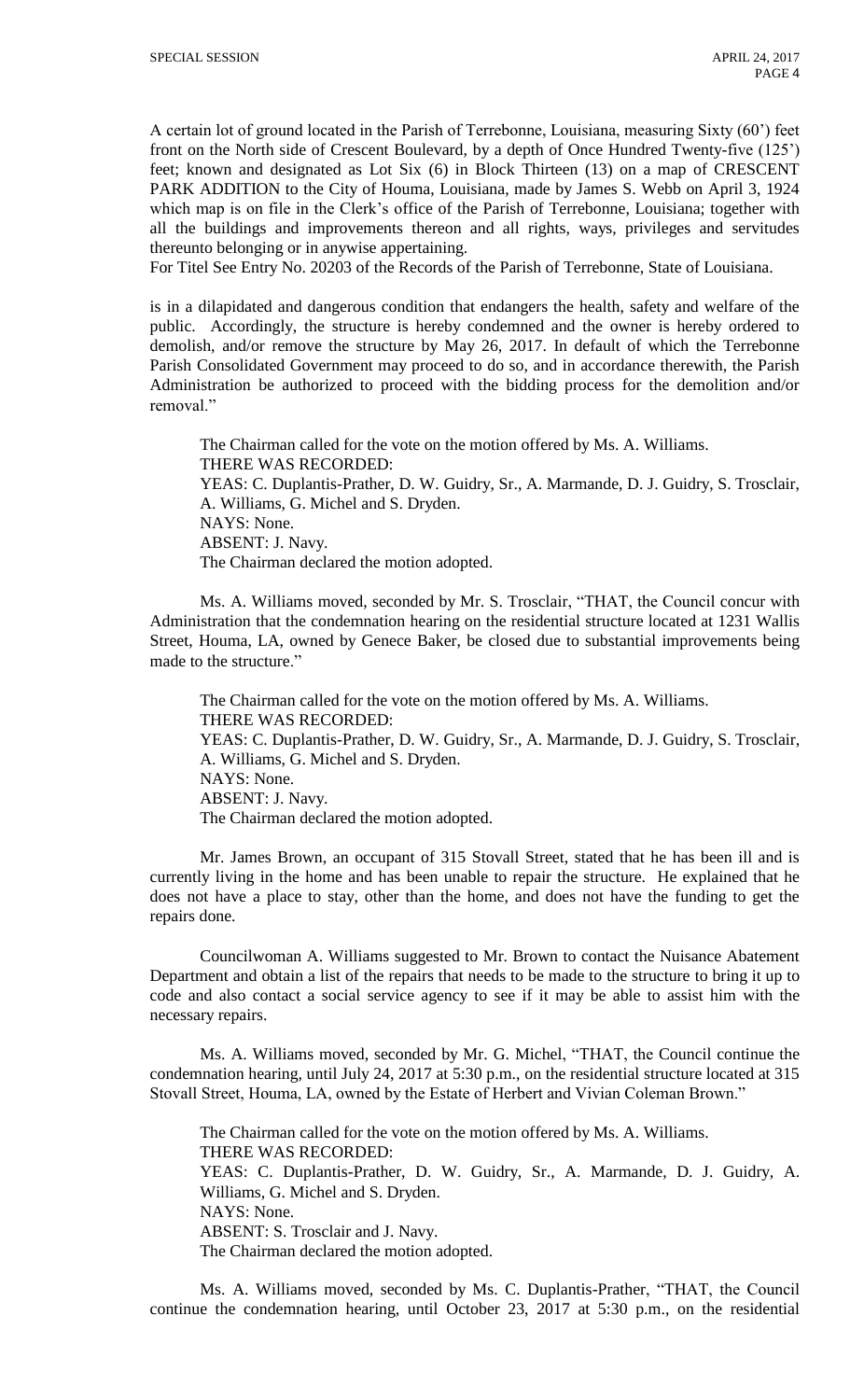A certain lot of ground located in the Parish of Terrebonne, Louisiana, measuring Sixty (60') feet front on the North side of Crescent Boulevard, by a depth of Once Hundred Twenty-five (125') feet; known and designated as Lot Six (6) in Block Thirteen (13) on a map of CRESCENT PARK ADDITION to the City of Houma, Louisiana, made by James S. Webb on April 3, 1924 which map is on file in the Clerk's office of the Parish of Terrebonne, Louisiana; together with all the buildings and improvements thereon and all rights, ways, privileges and servitudes thereunto belonging or in anywise appertaining.
For Titel See Entry No. 20203 of the Records of the Parish of Terrebonne, State of Louisiana.

is in a dilapidated and dangerous condition that endangers the health, safety and welfare of the public. Accordingly, the structure is hereby condemned and the owner is hereby ordered to demolish, and/or remove the structure by May 26, 2017. In default of which the Terrebonne Parish Consolidated Government may proceed to do so, and in accordance therewith, the Parish Administration be authorized to proceed with the bidding process for the demolition and/or removal."

The Chairman called for the vote on the motion offered by Ms. A. Williams.
THERE WAS RECORDED:
YEAS: C. Duplantis-Prather, D. W. Guidry, Sr., A. Marmande, D. J. Guidry, S. Trosclair, A. Williams, G. Michel and S. Dryden.
NAYS: None.
ABSENT: J. Navy.
The Chairman declared the motion adopted.

Ms. A. Williams moved, seconded by Mr. S. Trosclair, "THAT, the Council concur with Administration that the condemnation hearing on the residential structure located at 1231 Wallis Street, Houma, LA, owned by Genece Baker, be closed due to substantial improvements being made to the structure."

The Chairman called for the vote on the motion offered by Ms. A. Williams.
THERE WAS RECORDED:
YEAS: C. Duplantis-Prather, D. W. Guidry, Sr., A. Marmande, D. J. Guidry, S. Trosclair, A. Williams, G. Michel and S. Dryden.
NAYS: None.
ABSENT: J. Navy.
The Chairman declared the motion adopted.

Mr. James Brown, an occupant of 315 Stovall Street, stated that he has been ill and is currently living in the home and has been unable to repair the structure. He explained that he does not have a place to stay, other than the home, and does not have the funding to get the repairs done.

Councilwoman A. Williams suggested to Mr. Brown to contact the Nuisance Abatement Department and obtain a list of the repairs that needs to be made to the structure to bring it up to code and also contact a social service agency to see if it may be able to assist him with the necessary repairs.

Ms. A. Williams moved, seconded by Mr. G. Michel, "THAT, the Council continue the condemnation hearing, until July 24, 2017 at 5:30 p.m., on the residential structure located at 315 Stovall Street, Houma, LA, owned by the Estate of Herbert and Vivian Coleman Brown."

The Chairman called for the vote on the motion offered by Ms. A. Williams.
THERE WAS RECORDED:
YEAS: C. Duplantis-Prather, D. W. Guidry, Sr., A. Marmande, D. J. Guidry, A. Williams, G. Michel and S. Dryden.
NAYS: None.
ABSENT: S. Trosclair and J. Navy.
The Chairman declared the motion adopted.

Ms. A. Williams moved, seconded by Ms. C. Duplantis-Prather, "THAT, the Council continue the condemnation hearing, until October 23, 2017 at 5:30 p.m., on the residential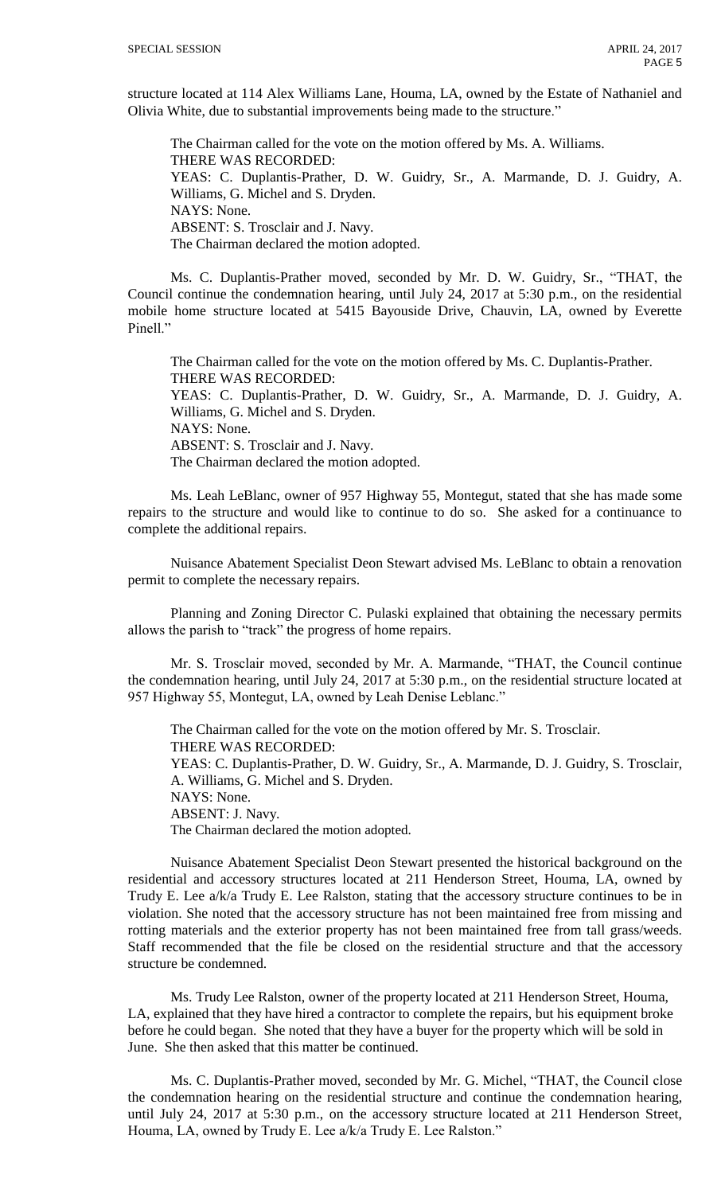structure located at 114 Alex Williams Lane, Houma, LA, owned by the Estate of Nathaniel and Olivia White, due to substantial improvements being made to the structure."

The Chairman called for the vote on the motion offered by Ms. A. Williams.
THERE WAS RECORDED:
YEAS: C. Duplantis-Prather, D. W. Guidry, Sr., A. Marmande, D. J. Guidry, A. Williams, G. Michel and S. Dryden.
NAYS: None.
ABSENT: S. Trosclair and J. Navy.
The Chairman declared the motion adopted.

Ms. C. Duplantis-Prather moved, seconded by Mr. D. W. Guidry, Sr., "THAT, the Council continue the condemnation hearing, until July 24, 2017 at 5:30 p.m., on the residential mobile home structure located at 5415 Bayouside Drive, Chauvin, LA, owned by Everette Pinell."

The Chairman called for the vote on the motion offered by Ms. C. Duplantis-Prather.
THERE WAS RECORDED:
YEAS: C. Duplantis-Prather, D. W. Guidry, Sr., A. Marmande, D. J. Guidry, A. Williams, G. Michel and S. Dryden.
NAYS: None.
ABSENT: S. Trosclair and J. Navy.
The Chairman declared the motion adopted.

Ms. Leah LeBlanc, owner of 957 Highway 55, Montegut, stated that she has made some repairs to the structure and would like to continue to do so. She asked for a continuance to complete the additional repairs.

Nuisance Abatement Specialist Deon Stewart advised Ms. LeBlanc to obtain a renovation permit to complete the necessary repairs.

Planning and Zoning Director C. Pulaski explained that obtaining the necessary permits allows the parish to "track" the progress of home repairs.

Mr. S. Trosclair moved, seconded by Mr. A. Marmande, "THAT, the Council continue the condemnation hearing, until July 24, 2017 at 5:30 p.m., on the residential structure located at 957 Highway 55, Montegut, LA, owned by Leah Denise Leblanc."

The Chairman called for the vote on the motion offered by Mr. S. Trosclair.
THERE WAS RECORDED:
YEAS: C. Duplantis-Prather, D. W. Guidry, Sr., A. Marmande, D. J. Guidry, S. Trosclair, A. Williams, G. Michel and S. Dryden.
NAYS: None.
ABSENT: J. Navy.
The Chairman declared the motion adopted.

Nuisance Abatement Specialist Deon Stewart presented the historical background on the residential and accessory structures located at 211 Henderson Street, Houma, LA, owned by Trudy E. Lee a/k/a Trudy E. Lee Ralston, stating that the accessory structure continues to be in violation. She noted that the accessory structure has not been maintained free from missing and rotting materials and the exterior property has not been maintained free from tall grass/weeds. Staff recommended that the file be closed on the residential structure and that the accessory structure be condemned.

Ms. Trudy Lee Ralston, owner of the property located at 211 Henderson Street, Houma, LA, explained that they have hired a contractor to complete the repairs, but his equipment broke before he could began. She noted that they have a buyer for the property which will be sold in June. She then asked that this matter be continued.

Ms. C. Duplantis-Prather moved, seconded by Mr. G. Michel, "THAT, the Council close the condemnation hearing on the residential structure and continue the condemnation hearing, until July 24, 2017 at 5:30 p.m., on the accessory structure located at 211 Henderson Street, Houma, LA, owned by Trudy E. Lee a/k/a Trudy E. Lee Ralston."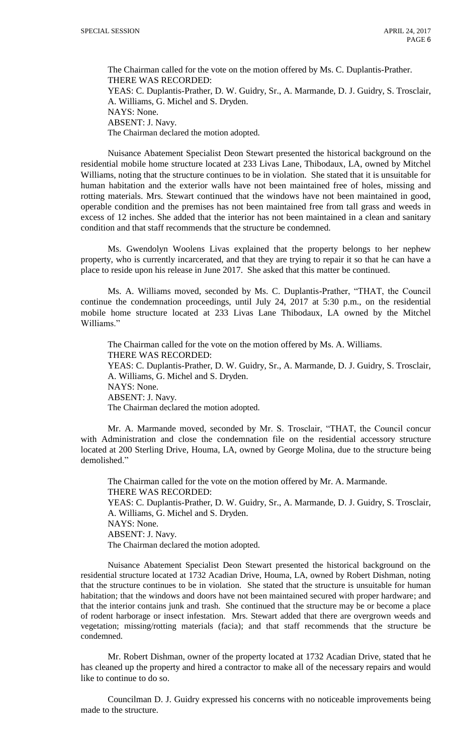The Chairman called for the vote on the motion offered by Ms. C. Duplantis-Prather.
THERE WAS RECORDED:
YEAS: C. Duplantis-Prather, D. W. Guidry, Sr., A. Marmande, D. J. Guidry, S. Trosclair, A. Williams, G. Michel and S. Dryden.
NAYS: None.
ABSENT: J. Navy.
The Chairman declared the motion adopted.

Nuisance Abatement Specialist Deon Stewart presented the historical background on the residential mobile home structure located at 233 Livas Lane, Thibodaux, LA, owned by Mitchel Williams, noting that the structure continues to be in violation. She stated that it is unsuitable for human habitation and the exterior walls have not been maintained free of holes, missing and rotting materials. Mrs. Stewart continued that the windows have not been maintained in good, operable condition and the premises has not been maintained free from tall grass and weeds in excess of 12 inches. She added that the interior has not been maintained in a clean and sanitary condition and that staff recommends that the structure be condemned.

Ms. Gwendolyn Woolens Livas explained that the property belongs to her nephew property, who is currently incarcerated, and that they are trying to repair it so that he can have a place to reside upon his release in June 2017. She asked that this matter be continued.

Ms. A. Williams moved, seconded by Ms. C. Duplantis-Prather, "THAT, the Council continue the condemnation proceedings, until July 24, 2017 at 5:30 p.m., on the residential mobile home structure located at 233 Livas Lane Thibodaux, LA owned by the Mitchel Williams."

The Chairman called for the vote on the motion offered by Ms. A. Williams.
THERE WAS RECORDED:
YEAS: C. Duplantis-Prather, D. W. Guidry, Sr., A. Marmande, D. J. Guidry, S. Trosclair, A. Williams, G. Michel and S. Dryden.
NAYS: None.
ABSENT: J. Navy.
The Chairman declared the motion adopted.

Mr. A. Marmande moved, seconded by Mr. S. Trosclair, "THAT, the Council concur with Administration and close the condemnation file on the residential accessory structure located at 200 Sterling Drive, Houma, LA, owned by George Molina, due to the structure being demolished."

The Chairman called for the vote on the motion offered by Mr. A. Marmande.
THERE WAS RECORDED:
YEAS: C. Duplantis-Prather, D. W. Guidry, Sr., A. Marmande, D. J. Guidry, S. Trosclair, A. Williams, G. Michel and S. Dryden.
NAYS: None.
ABSENT: J. Navy.
The Chairman declared the motion adopted.

Nuisance Abatement Specialist Deon Stewart presented the historical background on the residential structure located at 1732 Acadian Drive, Houma, LA, owned by Robert Dishman, noting that the structure continues to be in violation. She stated that the structure is unsuitable for human habitation; that the windows and doors have not been maintained secured with proper hardware; and that the interior contains junk and trash. She continued that the structure may be or become a place of rodent harborage or insect infestation. Mrs. Stewart added that there are overgrown weeds and vegetation; missing/rotting materials (facia); and that staff recommends that the structure be condemned.

Mr. Robert Dishman, owner of the property located at 1732 Acadian Drive, stated that he has cleaned up the property and hired a contractor to make all of the necessary repairs and would like to continue to do so.

Councilman D. J. Guidry expressed his concerns with no noticeable improvements being made to the structure.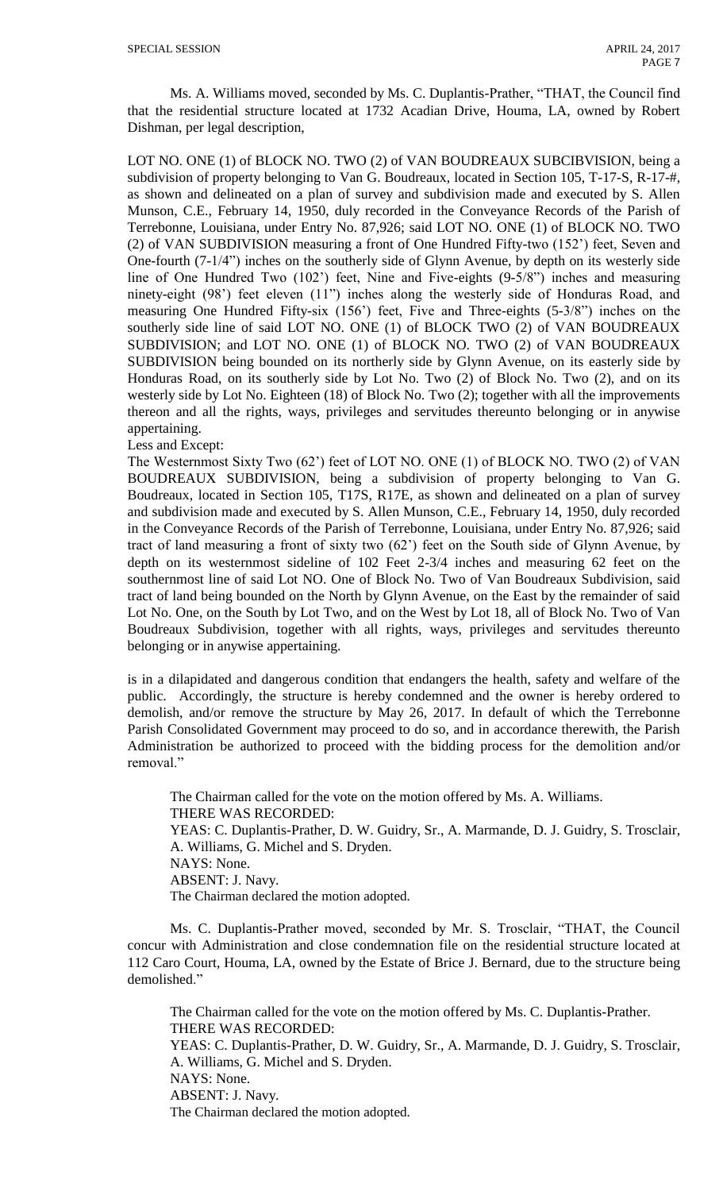Ms. A. Williams moved, seconded by Ms. C. Duplantis-Prather, "THAT, the Council find that the residential structure located at 1732 Acadian Drive, Houma, LA, owned by Robert Dishman, per legal description,

LOT NO. ONE (1) of BLOCK NO. TWO (2) of VAN BOUDREAUX SUBCIBVISION, being a subdivision of property belonging to Van G. Boudreaux, located in Section 105, T-17-S, R-17-#, as shown and delineated on a plan of survey and subdivision made and executed by S. Allen Munson, C.E., February 14, 1950, duly recorded in the Conveyance Records of the Parish of Terrebonne, Louisiana, under Entry No. 87,926; said LOT NO. ONE (1) of BLOCK NO. TWO (2) of VAN SUBDIVISION measuring a front of One Hundred Fifty-two (152') feet, Seven and One-fourth (7-1/4") inches on the southerly side of Glynn Avenue, by depth on its westerly side line of One Hundred Two (102') feet, Nine and Five-eights (9-5/8") inches and measuring ninety-eight (98') feet eleven (11") inches along the westerly side of Honduras Road, and measuring One Hundred Fifty-six (156') feet, Five and Three-eights (5-3/8") inches on the southerly side line of said LOT NO. ONE (1) of BLOCK TWO (2) of VAN BOUDREAUX SUBDIVISION; and LOT NO. ONE (1) of BLOCK NO. TWO (2) of VAN BOUDREAUX SUBDIVISION being bounded on its northerly side by Glynn Avenue, on its easterly side by Honduras Road, on its southerly side by Lot No. Two (2) of Block No. Two (2), and on its westerly side by Lot No. Eighteen (18) of Block No. Two (2); together with all the improvements thereon and all the rights, ways, privileges and servitudes thereunto belonging or in anywise appertaining.

Less and Except:

The Westernmost Sixty Two (62') feet of LOT NO. ONE (1) of BLOCK NO. TWO (2) of VAN BOUDREAUX SUBDIVISION, being a subdivision of property belonging to Van G. Boudreaux, located in Section 105, T17S, R17E, as shown and delineated on a plan of survey and subdivision made and executed by S. Allen Munson, C.E., February 14, 1950, duly recorded in the Conveyance Records of the Parish of Terrebonne, Louisiana, under Entry No. 87,926; said tract of land measuring a front of sixty two (62') feet on the South side of Glynn Avenue, by depth on its westernmost sideline of 102 Feet 2-3/4 inches and measuring 62 feet on the southernmost line of said Lot NO. One of Block No. Two of Van Boudreaux Subdivision, said tract of land being bounded on the North by Glynn Avenue, on the East by the remainder of said Lot No. One, on the South by Lot Two, and on the West by Lot 18, all of Block No. Two of Van Boudreaux Subdivision, together with all rights, ways, privileges and servitudes thereunto belonging or in anywise appertaining.

is in a dilapidated and dangerous condition that endangers the health, safety and welfare of the public. Accordingly, the structure is hereby condemned and the owner is hereby ordered to demolish, and/or remove the structure by May 26, 2017. In default of which the Terrebonne Parish Consolidated Government may proceed to do so, and in accordance therewith, the Parish Administration be authorized to proceed with the bidding process for the demolition and/or removal."

The Chairman called for the vote on the motion offered by Ms. A. Williams.
THERE WAS RECORDED:
YEAS: C. Duplantis-Prather, D. W. Guidry, Sr., A. Marmande, D. J. Guidry, S. Trosclair, A. Williams, G. Michel and S. Dryden.
NAYS: None.
ABSENT: J. Navy.
The Chairman declared the motion adopted.

Ms. C. Duplantis-Prather moved, seconded by Mr. S. Trosclair, "THAT, the Council concur with Administration and close condemnation file on the residential structure located at 112 Caro Court, Houma, LA, owned by the Estate of Brice J. Bernard, due to the structure being demolished."

The Chairman called for the vote on the motion offered by Ms. C. Duplantis-Prather.
THERE WAS RECORDED:
YEAS: C. Duplantis-Prather, D. W. Guidry, Sr., A. Marmande, D. J. Guidry, S. Trosclair, A. Williams, G. Michel and S. Dryden.
NAYS: None.
ABSENT: J. Navy.
The Chairman declared the motion adopted.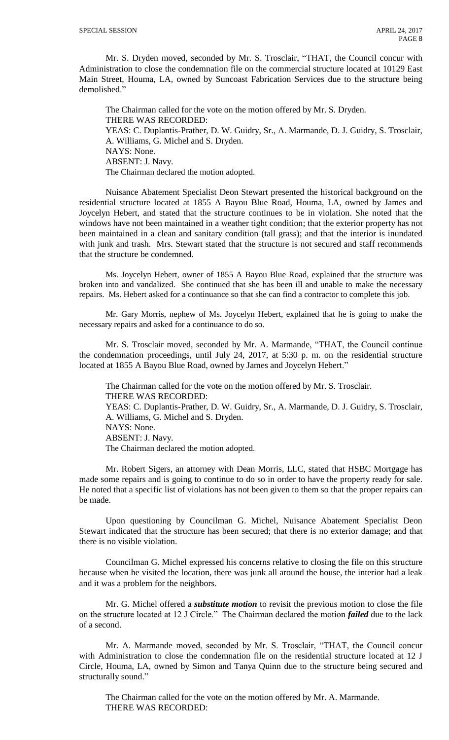Mr. S. Dryden moved, seconded by Mr. S. Trosclair, "THAT, the Council concur with Administration to close the condemnation file on the commercial structure located at 10129 East Main Street, Houma, LA, owned by Suncoast Fabrication Services due to the structure being demolished."

The Chairman called for the vote on the motion offered by Mr. S. Dryden.
THERE WAS RECORDED:
YEAS: C. Duplantis-Prather, D. W. Guidry, Sr., A. Marmande, D. J. Guidry, S. Trosclair, A. Williams, G. Michel and S. Dryden.
NAYS: None.
ABSENT: J. Navy.
The Chairman declared the motion adopted.

Nuisance Abatement Specialist Deon Stewart presented the historical background on the residential structure located at 1855 A Bayou Blue Road, Houma, LA, owned by James and Joycelyn Hebert, and stated that the structure continues to be in violation. She noted that the windows have not been maintained in a weather tight condition; that the exterior property has not been maintained in a clean and sanitary condition (tall grass); and that the interior is inundated with junk and trash. Mrs. Stewart stated that the structure is not secured and staff recommends that the structure be condemned.

Ms. Joycelyn Hebert, owner of 1855 A Bayou Blue Road, explained that the structure was broken into and vandalized. She continued that she has been ill and unable to make the necessary repairs. Ms. Hebert asked for a continuance so that she can find a contractor to complete this job.

Mr. Gary Morris, nephew of Ms. Joycelyn Hebert, explained that he is going to make the necessary repairs and asked for a continuance to do so.

Mr. S. Trosclair moved, seconded by Mr. A. Marmande, "THAT, the Council continue the condemnation proceedings, until July 24, 2017, at 5:30 p. m. on the residential structure located at 1855 A Bayou Blue Road, owned by James and Joycelyn Hebert."

The Chairman called for the vote on the motion offered by Mr. S. Trosclair.
THERE WAS RECORDED:
YEAS: C. Duplantis-Prather, D. W. Guidry, Sr., A. Marmande, D. J. Guidry, S. Trosclair, A. Williams, G. Michel and S. Dryden.
NAYS: None.
ABSENT: J. Navy.
The Chairman declared the motion adopted.

Mr. Robert Sigers, an attorney with Dean Morris, LLC, stated that HSBC Mortgage has made some repairs and is going to continue to do so in order to have the property ready for sale. He noted that a specific list of violations has not been given to them so that the proper repairs can be made.

Upon questioning by Councilman G. Michel, Nuisance Abatement Specialist Deon Stewart indicated that the structure has been secured; that there is no exterior damage; and that there is no visible violation.

Councilman G. Michel expressed his concerns relative to closing the file on this structure because when he visited the location, there was junk all around the house, the interior had a leak and it was a problem for the neighbors.

Mr. G. Michel offered a ***substitute motion*** to revisit the previous motion to close the file on the structure located at 12 J Circle." The Chairman declared the motion ***failed*** due to the lack of a second.

Mr. A. Marmande moved, seconded by Mr. S. Trosclair, "THAT, the Council concur with Administration to close the condemnation file on the residential structure located at 12 J Circle, Houma, LA, owned by Simon and Tanya Quinn due to the structure being secured and structurally sound."

The Chairman called for the vote on the motion offered by Mr. A. Marmande.
THERE WAS RECORDED: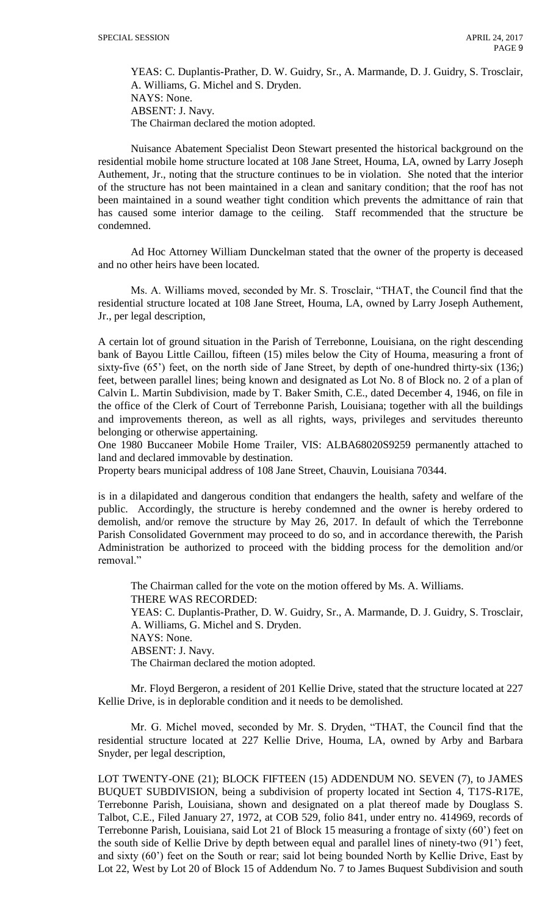YEAS: C. Duplantis-Prather, D. W. Guidry, Sr., A. Marmande, D. J. Guidry, S. Trosclair, A. Williams, G. Michel and S. Dryden.
NAYS: None.
ABSENT: J. Navy.
The Chairman declared the motion adopted.

Nuisance Abatement Specialist Deon Stewart presented the historical background on the residential mobile home structure located at 108 Jane Street, Houma, LA, owned by Larry Joseph Authement, Jr., noting that the structure continues to be in violation. She noted that the interior of the structure has not been maintained in a clean and sanitary condition; that the roof has not been maintained in a sound weather tight condition which prevents the admittance of rain that has caused some interior damage to the ceiling. Staff recommended that the structure be condemned.

Ad Hoc Attorney William Dunckelman stated that the owner of the property is deceased and no other heirs have been located.

Ms. A. Williams moved, seconded by Mr. S. Trosclair, "THAT, the Council find that the residential structure located at 108 Jane Street, Houma, LA, owned by Larry Joseph Authement, Jr., per legal description,

A certain lot of ground situation in the Parish of Terrebonne, Louisiana, on the right descending bank of Bayou Little Caillou, fifteen (15) miles below the City of Houma, measuring a front of sixty-five (65') feet, on the north side of Jane Street, by depth of one-hundred thirty-six (136;) feet, between parallel lines; being known and designated as Lot No. 8 of Block no. 2 of a plan of Calvin L. Martin Subdivision, made by T. Baker Smith, C.E., dated December 4, 1946, on file in the office of the Clerk of Court of Terrebonne Parish, Louisiana; together with all the buildings and improvements thereon, as well as all rights, ways, privileges and servitudes thereunto belonging or otherwise appertaining.
One 1980 Buccaneer Mobile Home Trailer, VIS: ALBA68020S9259 permanently attached to land and declared immovable by destination.
Property bears municipal address of 108 Jane Street, Chauvin, Louisiana 70344.

is in a dilapidated and dangerous condition that endangers the health, safety and welfare of the public. Accordingly, the structure is hereby condemned and the owner is hereby ordered to demolish, and/or remove the structure by May 26, 2017. In default of which the Terrebonne Parish Consolidated Government may proceed to do so, and in accordance therewith, the Parish Administration be authorized to proceed with the bidding process for the demolition and/or removal."

The Chairman called for the vote on the motion offered by Ms. A. Williams.
THERE WAS RECORDED:
YEAS: C. Duplantis-Prather, D. W. Guidry, Sr., A. Marmande, D. J. Guidry, S. Trosclair, A. Williams, G. Michel and S. Dryden.
NAYS: None.
ABSENT: J. Navy.
The Chairman declared the motion adopted.

Mr. Floyd Bergeron, a resident of 201 Kellie Drive, stated that the structure located at 227 Kellie Drive, is in deplorable condition and it needs to be demolished.

Mr. G. Michel moved, seconded by Mr. S. Dryden, "THAT, the Council find that the residential structure located at 227 Kellie Drive, Houma, LA, owned by Arby and Barbara Snyder, per legal description,

LOT TWENTY-ONE (21); BLOCK FIFTEEN (15) ADDENDUM NO. SEVEN (7), to JAMES BUQUET SUBDIVISION, being a subdivision of property located int Section 4, T17S-R17E, Terrebonne Parish, Louisiana, shown and designated on a plat thereof made by Douglass S. Talbot, C.E., Filed January 27, 1972, at COB 529, folio 841, under entry no. 414969, records of Terrebonne Parish, Louisiana, said Lot 21 of Block 15 measuring a frontage of sixty (60') feet on the south side of Kellie Drive by depth between equal and parallel lines of ninety-two (91') feet, and sixty (60') feet on the South or rear; said lot being bounded North by Kellie Drive, East by Lot 22, West by Lot 20 of Block 15 of Addendum No. 7 to James Buquest Subdivision and south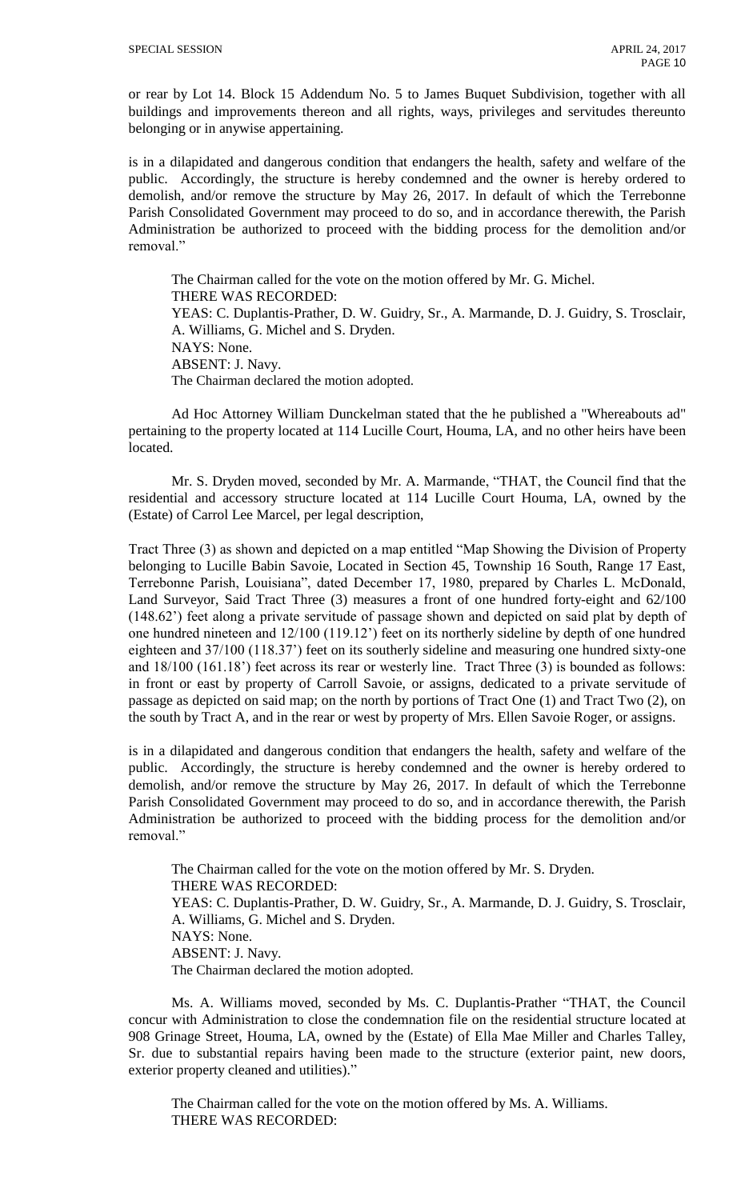or rear by Lot 14. Block 15 Addendum No. 5 to James Buquet Subdivision, together with all buildings and improvements thereon and all rights, ways, privileges and servitudes thereunto belonging or in anywise appertaining.

is in a dilapidated and dangerous condition that endangers the health, safety and welfare of the public. Accordingly, the structure is hereby condemned and the owner is hereby ordered to demolish, and/or remove the structure by May 26, 2017. In default of which the Terrebonne Parish Consolidated Government may proceed to do so, and in accordance therewith, the Parish Administration be authorized to proceed with the bidding process for the demolition and/or removal."

The Chairman called for the vote on the motion offered by Mr. G. Michel.
THERE WAS RECORDED:
YEAS: C. Duplantis-Prather, D. W. Guidry, Sr., A. Marmande, D. J. Guidry, S. Trosclair, A. Williams, G. Michel and S. Dryden.
NAYS: None.
ABSENT: J. Navy.
The Chairman declared the motion adopted.

Ad Hoc Attorney William Dunckelman stated that the he published a "Whereabouts ad" pertaining to the property located at 114 Lucille Court, Houma, LA, and no other heirs have been located.

Mr. S. Dryden moved, seconded by Mr. A. Marmande, "THAT, the Council find that the residential and accessory structure located at 114 Lucille Court Houma, LA, owned by the (Estate) of Carrol Lee Marcel, per legal description,

Tract Three (3) as shown and depicted on a map entitled "Map Showing the Division of Property belonging to Lucille Babin Savoie, Located in Section 45, Township 16 South, Range 17 East, Terrebonne Parish, Louisiana", dated December 17, 1980, prepared by Charles L. McDonald, Land Surveyor, Said Tract Three (3) measures a front of one hundred forty-eight and 62/100 (148.62') feet along a private servitude of passage shown and depicted on said plat by depth of one hundred nineteen and 12/100 (119.12') feet on its northerly sideline by depth of one hundred eighteen and 37/100 (118.37') feet on its southerly sideline and measuring one hundred sixty-one and 18/100 (161.18') feet across its rear or westerly line. Tract Three (3) is bounded as follows: in front or east by property of Carroll Savoie, or assigns, dedicated to a private servitude of passage as depicted on said map; on the north by portions of Tract One (1) and Tract Two (2), on the south by Tract A, and in the rear or west by property of Mrs. Ellen Savoie Roger, or assigns.

is in a dilapidated and dangerous condition that endangers the health, safety and welfare of the public. Accordingly, the structure is hereby condemned and the owner is hereby ordered to demolish, and/or remove the structure by May 26, 2017. In default of which the Terrebonne Parish Consolidated Government may proceed to do so, and in accordance therewith, the Parish Administration be authorized to proceed with the bidding process for the demolition and/or removal."

The Chairman called for the vote on the motion offered by Mr. S. Dryden.
THERE WAS RECORDED:
YEAS: C. Duplantis-Prather, D. W. Guidry, Sr., A. Marmande, D. J. Guidry, S. Trosclair, A. Williams, G. Michel and S. Dryden.
NAYS: None.
ABSENT: J. Navy.
The Chairman declared the motion adopted.

Ms. A. Williams moved, seconded by Ms. C. Duplantis-Prather "THAT, the Council concur with Administration to close the condemnation file on the residential structure located at 908 Grinage Street, Houma, LA, owned by the (Estate) of Ella Mae Miller and Charles Talley, Sr. due to substantial repairs having been made to the structure (exterior paint, new doors, exterior property cleaned and utilities)."

The Chairman called for the vote on the motion offered by Ms. A. Williams.
THERE WAS RECORDED: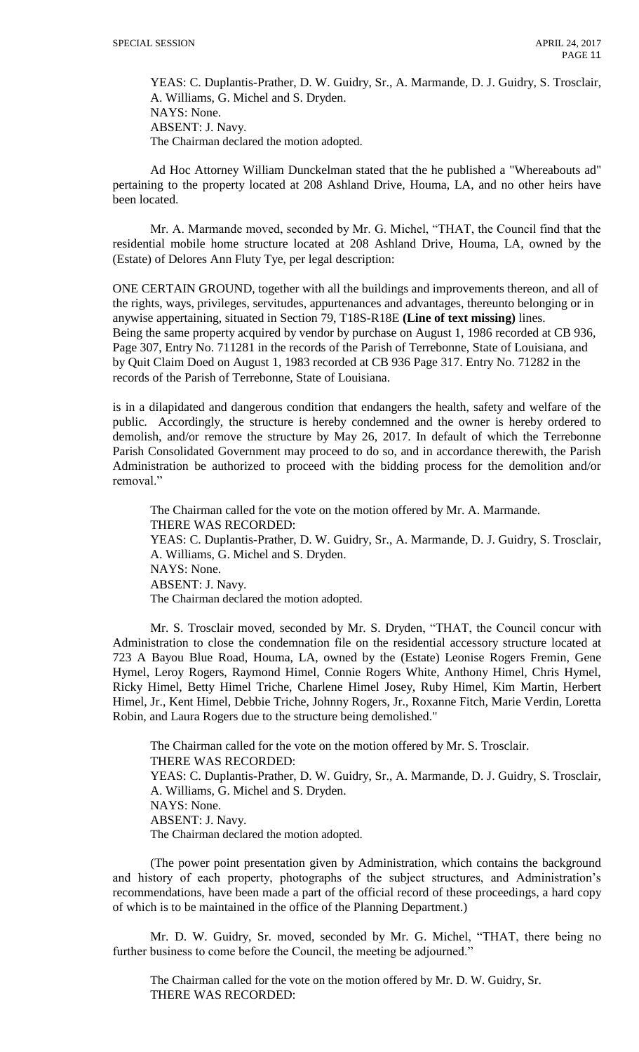YEAS: C. Duplantis-Prather, D. W. Guidry, Sr., A. Marmande, D. J. Guidry, S. Trosclair, A. Williams, G. Michel and S. Dryden.
NAYS: None.
ABSENT: J. Navy.
The Chairman declared the motion adopted.

Ad Hoc Attorney William Dunckelman stated that the he published a "Whereabouts ad" pertaining to the property located at 208 Ashland Drive, Houma, LA, and no other heirs have been located.

Mr. A. Marmande moved, seconded by Mr. G. Michel, "THAT, the Council find that the residential mobile home structure located at 208 Ashland Drive, Houma, LA, owned by the (Estate) of Delores Ann Fluty Tye, per legal description:

ONE CERTAIN GROUND, together with all the buildings and improvements thereon, and all of the rights, ways, privileges, servitudes, appurtenances and advantages, thereunto belonging or in anywise appertaining, situated in Section 79, T18S-R18E **(Line of text missing)** lines.
Being the same property acquired by vendor by purchase on August 1, 1986 recorded at CB 936, Page 307, Entry No. 711281 in the records of the Parish of Terrebonne, State of Louisiana, and by Quit Claim Doed on August 1, 1983 recorded at CB 936 Page 317. Entry No. 71282 in the records of the Parish of Terrebonne, State of Louisiana.

is in a dilapidated and dangerous condition that endangers the health, safety and welfare of the public. Accordingly, the structure is hereby condemned and the owner is hereby ordered to demolish, and/or remove the structure by May 26, 2017. In default of which the Terrebonne Parish Consolidated Government may proceed to do so, and in accordance therewith, the Parish Administration be authorized to proceed with the bidding process for the demolition and/or removal."

The Chairman called for the vote on the motion offered by Mr. A. Marmande.
THERE WAS RECORDED:
YEAS: C. Duplantis-Prather, D. W. Guidry, Sr., A. Marmande, D. J. Guidry, S. Trosclair, A. Williams, G. Michel and S. Dryden.
NAYS: None.
ABSENT: J. Navy.
The Chairman declared the motion adopted.

Mr. S. Trosclair moved, seconded by Mr. S. Dryden, "THAT, the Council concur with Administration to close the condemnation file on the residential accessory structure located at 723 A Bayou Blue Road, Houma, LA, owned by the (Estate) Leonise Rogers Fremin, Gene Hymel, Leroy Rogers, Raymond Himel, Connie Rogers White, Anthony Himel, Chris Hymel, Ricky Himel, Betty Himel Triche, Charlene Himel Josey, Ruby Himel, Kim Martin, Herbert Himel, Jr., Kent Himel, Debbie Triche, Johnny Rogers, Jr., Roxanne Fitch, Marie Verdin, Loretta Robin, and Laura Rogers due to the structure being demolished."

The Chairman called for the vote on the motion offered by Mr. S. Trosclair.
THERE WAS RECORDED:
YEAS: C. Duplantis-Prather, D. W. Guidry, Sr., A. Marmande, D. J. Guidry, S. Trosclair, A. Williams, G. Michel and S. Dryden.
NAYS: None.
ABSENT: J. Navy.
The Chairman declared the motion adopted.

(The power point presentation given by Administration, which contains the background and history of each property, photographs of the subject structures, and Administration's recommendations, have been made a part of the official record of these proceedings, a hard copy of which is to be maintained in the office of the Planning Department.)

Mr. D. W. Guidry, Sr. moved, seconded by Mr. G. Michel, "THAT, there being no further business to come before the Council, the meeting be adjourned."

The Chairman called for the vote on the motion offered by Mr. D. W. Guidry, Sr.
THERE WAS RECORDED: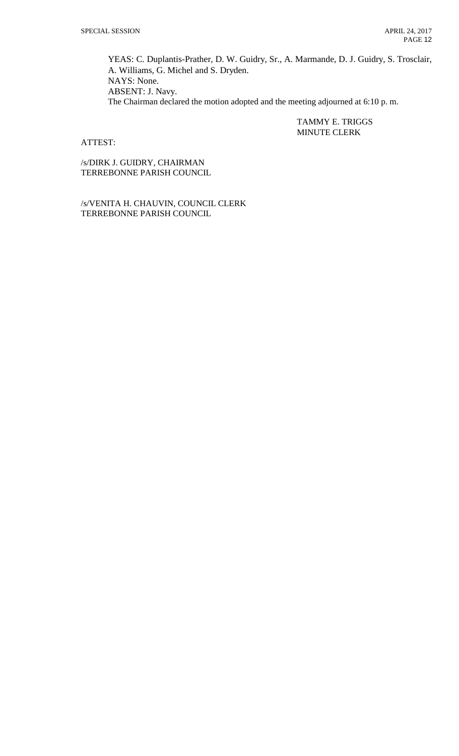YEAS: C. Duplantis-Prather, D. W. Guidry, Sr., A. Marmande, D. J. Guidry, S. Trosclair, A. Williams, G. Michel and S. Dryden.
NAYS: None.
ABSENT: J. Navy.
The Chairman declared the motion adopted and the meeting adjourned at 6:10 p. m.

TAMMY E. TRIGGS
MINUTE CLERK

ATTEST:

/s/DIRK J. GUIDRY, CHAIRMAN
TERREBONNE PARISH COUNCIL

/s/VENITA H. CHAUVIN, COUNCIL CLERK
TERREBONNE PARISH COUNCIL